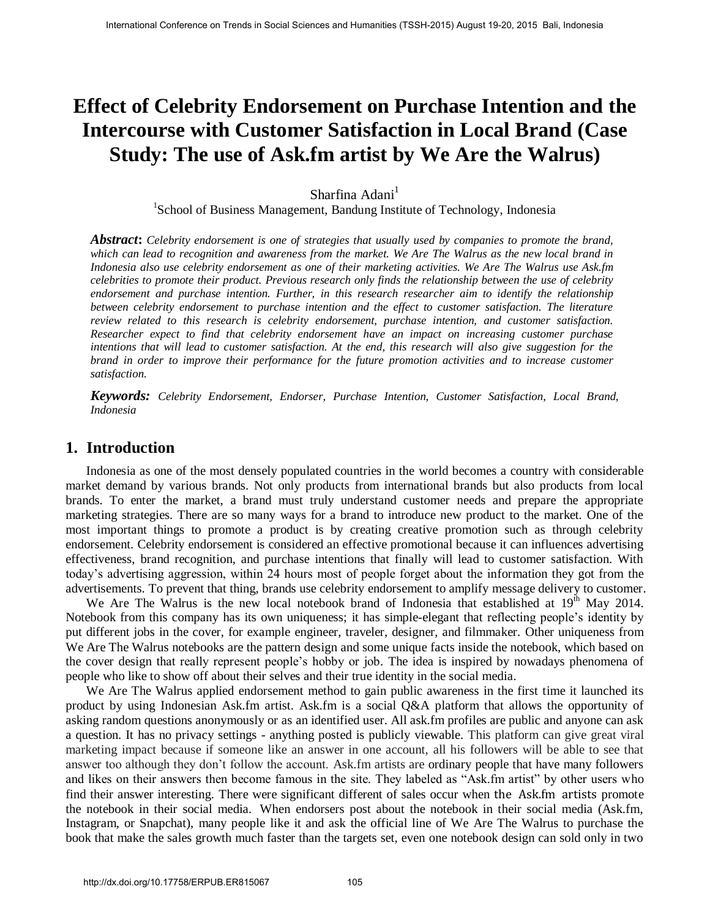# Effect of Celebrity Endorsement on Purchase Intention and the Intercourse with Customer Satisfaction in Local Brand (Case Study: The use of Ask.fm artist by We Are the Walrus)

Sharfina Adani[1]

[1]School of Business Management, Bandung Institute of Technology, Indonesia

***Abstract*:** *Celebrity endorsement is one of strategies that usually used by companies to promote the brand, which can lead to recognition and awareness from the market. We Are The Walrus as the new local brand in Indonesia also use celebrity endorsement as one of their marketing activities. We Are The Walrus use Ask.fm celebrities to promote their product. Previous research only finds the relationship between the use of celebrity endorsement and purchase intention. Further, in this research researcher aim to identify the relationship between celebrity endorsement to purchase intention and the effect to customer satisfaction. The literature review related to this research is celebrity endorsement, purchase intention, and customer satisfaction. Researcher expect to find that celebrity endorsement have an impact on increasing customer purchase intentions that will lead to customer satisfaction. At the end, this research will also give suggestion for the brand in order to improve their performance for the future promotion activities and to increase customer satisfaction.*

***Keywords:*** *Celebrity Endorsement, Endorser, Purchase Intention, Customer Satisfaction, Local Brand, Indonesia*

## 1. Introduction

Indonesia as one of the most densely populated countries in the world becomes a country with considerable market demand by various brands. Not only products from international brands but also products from local brands. To enter the market, a brand must truly understand customer needs and prepare the appropriate marketing strategies. There are so many ways for a brand to introduce new product to the market. One of the most important things to promote a product is by creating creative promotion such as through celebrity endorsement. Celebrity endorsement is considered an effective promotional because it can influences advertising effectiveness, brand recognition, and purchase intentions that finally will lead to customer satisfaction. With today's advertising aggression, within 24 hours most of people forget about the information they got from the advertisements. To prevent that thing, brands use celebrity endorsement to amplify message delivery to customer.

We Are The Walrus is the new local notebook brand of Indonesia that established at 19th May 2014. Notebook from this company has its own uniqueness; it has simple-elegant that reflecting people's identity by put different jobs in the cover, for example engineer, traveler, designer, and filmmaker. Other uniqueness from We Are The Walrus notebooks are the pattern design and some unique facts inside the notebook, which based on the cover design that really represent people's hobby or job. The idea is inspired by nowadays phenomena of people who like to show off about their selves and their true identity in the social media.

We Are The Walrus applied endorsement method to gain public awareness in the first time it launched its product by using Indonesian Ask.fm artist. Ask.fm is a social Q&A platform that allows the opportunity of asking random questions anonymously or as an identified user. All ask.fm profiles are public and anyone can ask a question. It has no privacy settings - anything posted is publicly viewable. This platform can give great viral marketing impact because if someone like an answer in one account, all his followers will be able to see that answer too although they don't follow the account. Ask.fm artists are ordinary people that have many followers and likes on their answers then become famous in the site. They labeled as "Ask.fm artist" by other users who find their answer interesting. There were significant different of sales occur when the Ask.fm artists promote the notebook in their social media. When endorsers post about the notebook in their social media (Ask.fm, Instagram, or Snapchat), many people like it and ask the official line of We Are The Walrus to purchase the book that make the sales growth much faster than the targets set, even one notebook design can sold only in two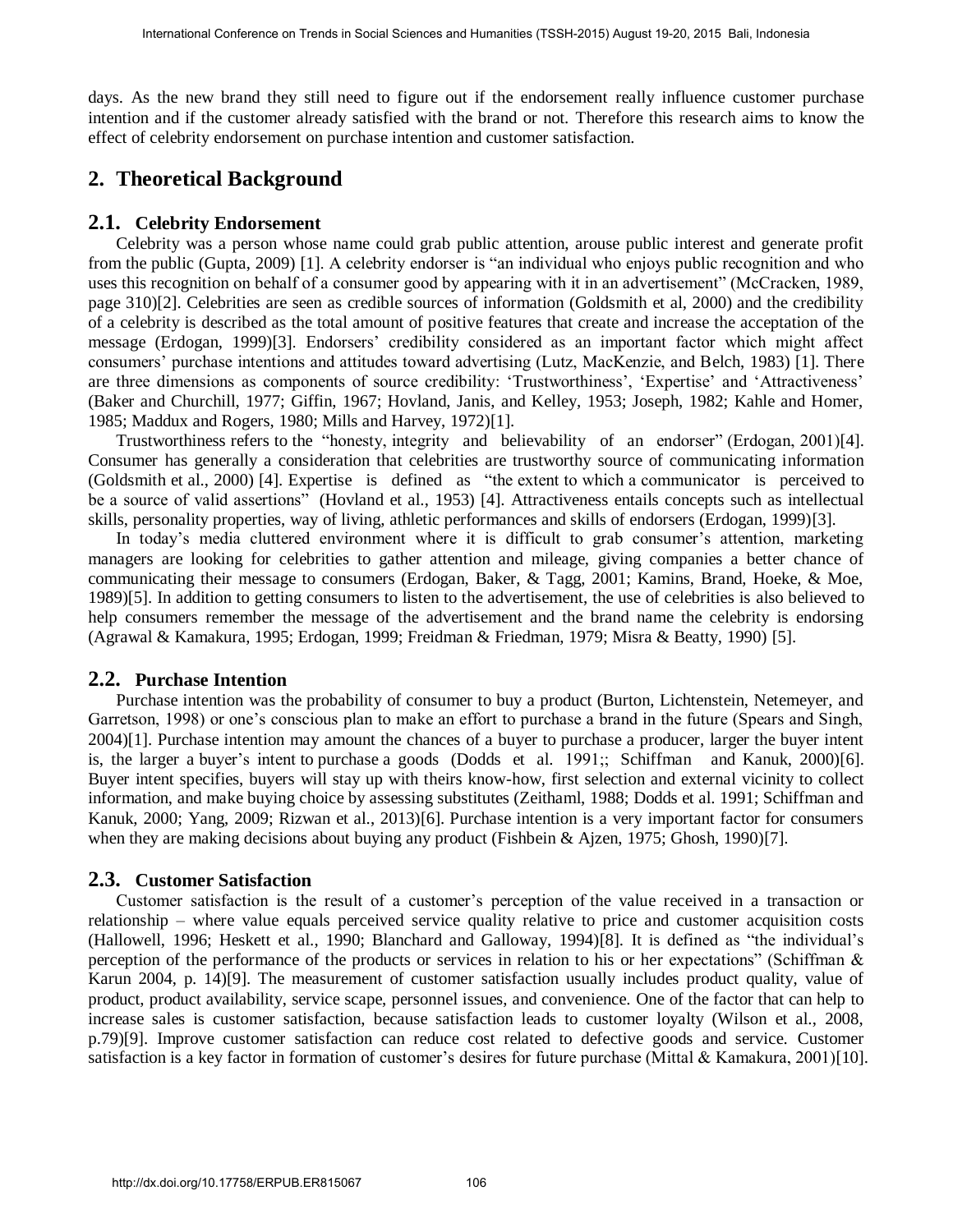days. As the new brand they still need to figure out if the endorsement really influence customer purchase intention and if the customer already satisfied with the brand or not. Therefore this research aims to know the effect of celebrity endorsement on purchase intention and customer satisfaction.

## 2. Theoretical Background

### 2.1. Celebrity Endorsement

Celebrity was a person whose name could grab public attention, arouse public interest and generate profit from the public (Gupta, 2009) [1]. A celebrity endorser is "an individual who enjoys public recognition and who uses this recognition on behalf of a consumer good by appearing with it in an advertisement" (McCracken, 1989, page 310)[2]. Celebrities are seen as credible sources of information (Goldsmith et al, 2000) and the credibility of a celebrity is described as the total amount of positive features that create and increase the acceptation of the message (Erdogan, 1999)[3]. Endorsers' credibility considered as an important factor which might affect consumers' purchase intentions and attitudes toward advertising (Lutz, MacKenzie, and Belch, 1983) [1]. There are three dimensions as components of source credibility: 'Trustworthiness', 'Expertise' and 'Attractiveness' (Baker and Churchill, 1977; Giffin, 1967; Hovland, Janis, and Kelley, 1953; Joseph, 1982; Kahle and Homer, 1985; Maddux and Rogers, 1980; Mills and Harvey, 1972)[1].

Trustworthiness refers to the "honesty, integrity and believability of an endorser" (Erdogan, 2001)[4]. Consumer has generally a consideration that celebrities are trustworthy source of communicating information (Goldsmith et al., 2000) [4]. Expertise is defined as "the extent to which a communicator is perceived to be a source of valid assertions" (Hovland et al., 1953) [4]. Attractiveness entails concepts such as intellectual skills, personality properties, way of living, athletic performances and skills of endorsers (Erdogan, 1999)[3].

In today's media cluttered environment where it is difficult to grab consumer's attention, marketing managers are looking for celebrities to gather attention and mileage, giving companies a better chance of communicating their message to consumers (Erdogan, Baker, & Tagg, 2001; Kamins, Brand, Hoeke, & Moe, 1989)[5]. In addition to getting consumers to listen to the advertisement, the use of celebrities is also believed to help consumers remember the message of the advertisement and the brand name the celebrity is endorsing (Agrawal & Kamakura, 1995; Erdogan, 1999; Freidman & Friedman, 1979; Misra & Beatty, 1990) [5].

### 2.2. Purchase Intention

Purchase intention was the probability of consumer to buy a product (Burton, Lichtenstein, Netemeyer, and Garretson, 1998) or one's conscious plan to make an effort to purchase a brand in the future (Spears and Singh, 2004)[1]. Purchase intention may amount the chances of a buyer to purchase a producer, larger the buyer intent is, the larger a buyer's intent to purchase a goods (Dodds et al. 1991;; Schiffman and Kanuk, 2000)[6]. Buyer intent specifies, buyers will stay up with theirs know-how, first selection and external vicinity to collect information, and make buying choice by assessing substitutes (Zeithaml, 1988; Dodds et al. 1991; Schiffman and Kanuk, 2000; Yang, 2009; Rizwan et al., 2013)[6]. Purchase intention is a very important factor for consumers when they are making decisions about buying any product (Fishbein & Ajzen, 1975; Ghosh, 1990)[7].

### 2.3. Customer Satisfaction

Customer satisfaction is the result of a customer's perception of the value received in a transaction or relationship – where value equals perceived service quality relative to price and customer acquisition costs (Hallowell, 1996; Heskett et al., 1990; Blanchard and Galloway, 1994)[8]. It is defined as "the individual's perception of the performance of the products or services in relation to his or her expectations" (Schiffman & Karun 2004, p. 14)[9]. The measurement of customer satisfaction usually includes product quality, value of product, product availability, service scape, personnel issues, and convenience. One of the factor that can help to increase sales is customer satisfaction, because satisfaction leads to customer loyalty (Wilson et al., 2008, p.79)[9]. Improve customer satisfaction can reduce cost related to defective goods and service. Customer satisfaction is a key factor in formation of customer's desires for future purchase (Mittal & Kamakura, 2001)[10].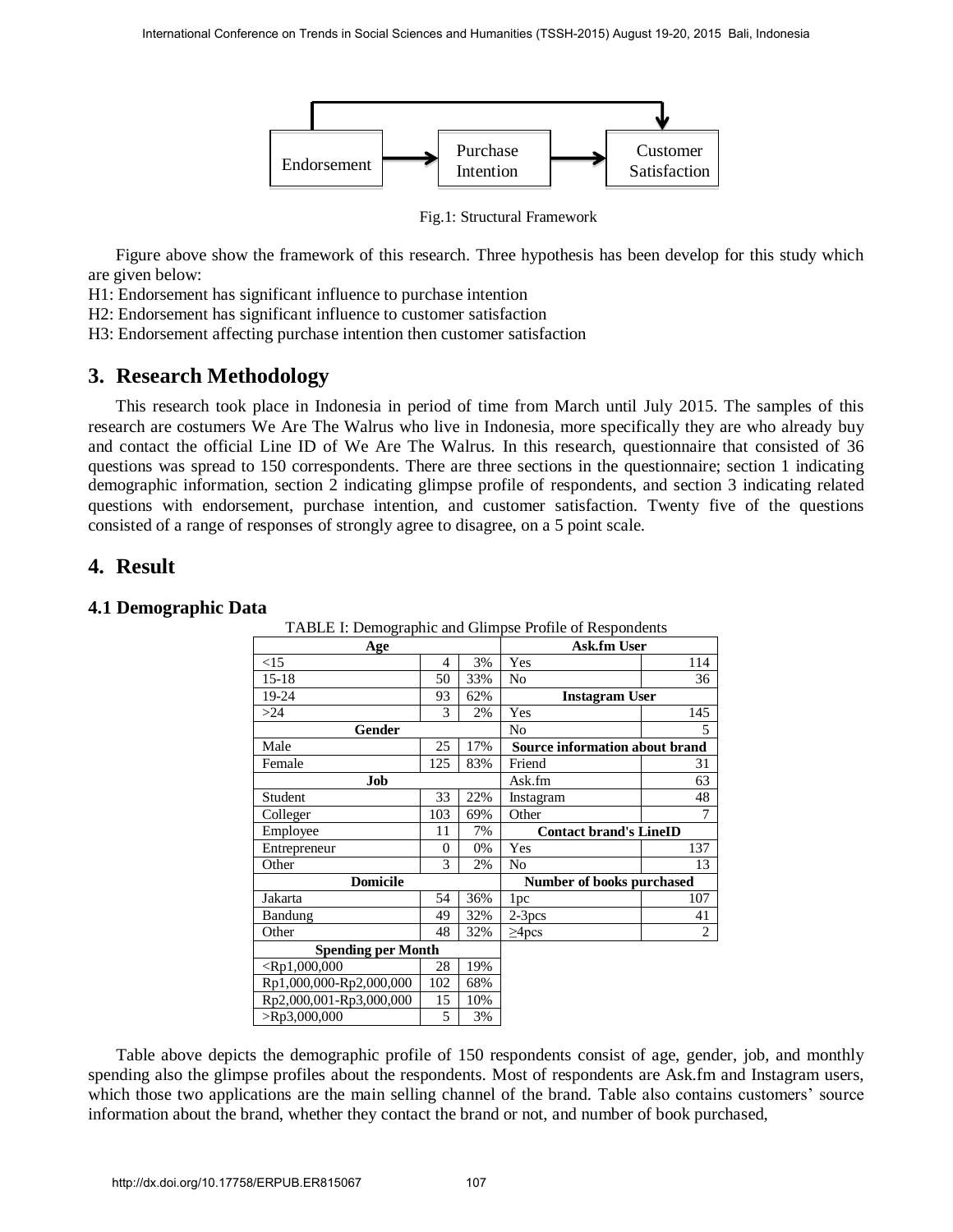Endorsement

Purchase Intention

Customer Satisfaction

Fig.1: Structural Framework

Figure above show the framework of this research. Three hypothesis has been develop for this study which are given below:

H1: Endorsement has significant influence to purchase intention

H2: Endorsement has significant influence to customer satisfaction

H3: Endorsement affecting purchase intention then customer satisfaction

## 3. Research Methodology

This research took place in Indonesia in period of time from March until July 2015. The samples of this research are costumers We Are The Walrus who live in Indonesia, more specifically they are who already buy and contact the official Line ID of We Are The Walrus. In this research, questionnaire that consisted of 36 questions was spread to 150 correspondents. There are three sections in the questionnaire; section 1 indicating demographic information, section 2 indicating glimpse profile of respondents, and section 3 indicating related questions with endorsement, purchase intention, and customer satisfaction. Twenty five of the questions consisted of a range of responses of strongly agree to disagree, on a 5 point scale.

## 4. Result

### 4.1 Demographic Data

TABLE I: Demographic and Glimpse Profile of Respondents

| **Age** | | | **Ask.fm User** | |
|---|---|---|---|---|
| <15 | 4 | 3% | Yes | 114 |
| 15-18 | 50 | 33% | No | 36 |
| 19-24 | 93 | 62% | **Instagram User** | |
| >24 | 3 | 2% | Yes | 145 |
| **Gender** | | | No | 5 |
| Male | 25 | 17% | **Source information about brand** | |
| Female | 125 | 83% | Friend | 31 |
| **Job** | | | Ask.fm | 63 |
| Student | 33 | 22% | Instagram | 48 |
| Colleger | 103 | 69% | Other | 7 |
| Employee | 11 | 7% | **Contact brand's LineID** | |
| Entrepreneur | 0 | 0% | Yes | 137 |
| Other | 3 | 2% | No | 13 |
| **Domicile** | | | **Number of books purchased** | |
| Jakarta | 54 | 36% | 1pc | 107 |
| Bandung | 49 | 32% | 2-3pcs | 41 |
| Other | 48 | 32% | ≥4pcs | 2 |
| **Spending per Month** | | | | |
| <Rp1,000,000 | 28 | 19% | | |
| Rp1,000,000-Rp2,000,000 | 102 | 68% | | |
| Rp2,000,001-Rp3,000,000 | 15 | 10% | | |
| >Rp3,000,000 | 5 | 3% | | |

Table above depicts the demographic profile of 150 respondents consist of age, gender, job, and monthly spending also the glimpse profiles about the respondents. Most of respondents are Ask.fm and Instagram users, which those two applications are the main selling channel of the brand. Table also contains customers' source information about the brand, whether they contact the brand or not, and number of book purchased,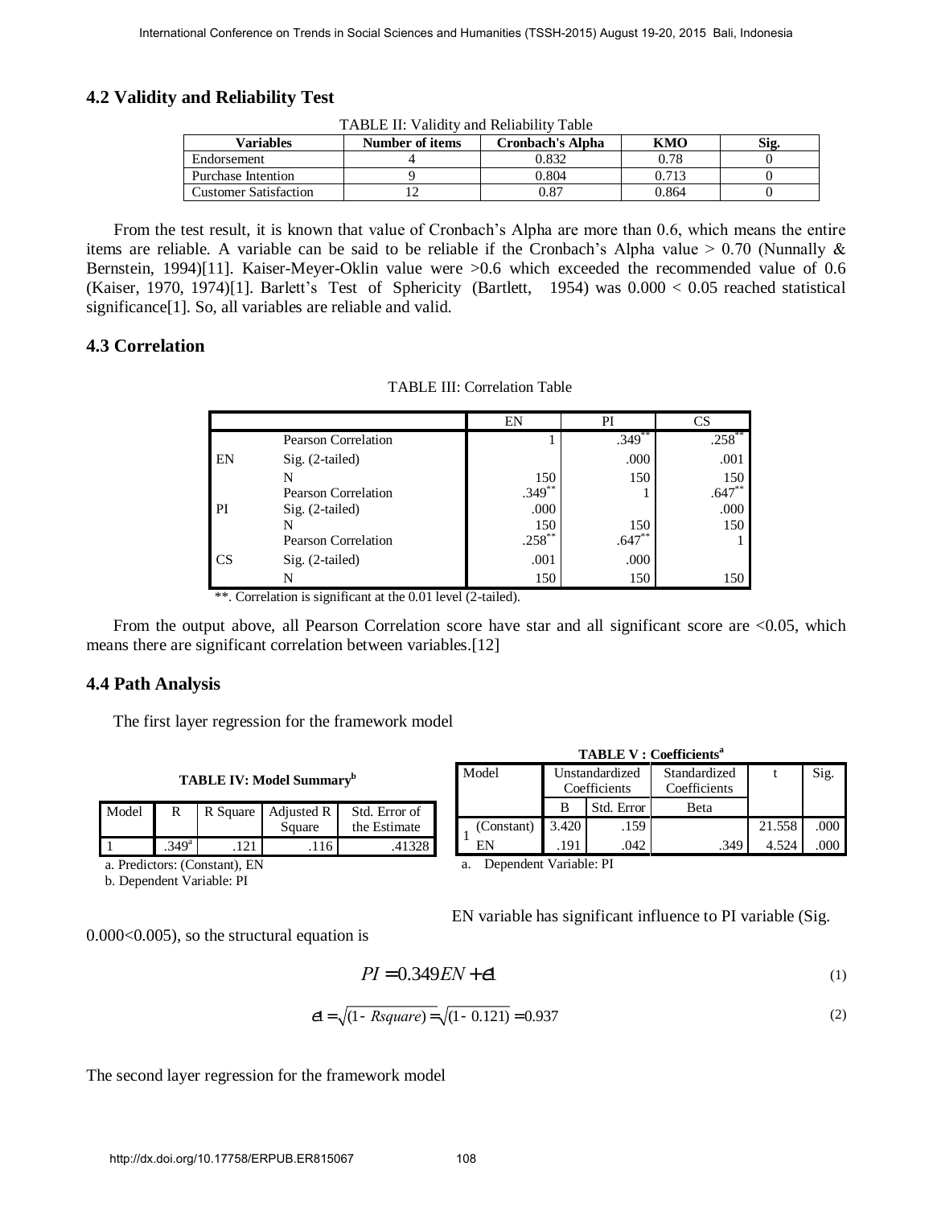### 4.2 Validity and Reliability Test

TABLE II: Validity and Reliability Table

| Variables | Number of items | Cronbach's Alpha | KMO | Sig. |
|---|---|---|---|---|
| Endorsement | 4 | 0.832 | 0.78 | 0 |
| Purchase Intention | 9 | 0.804 | 0.713 | 0 |
| Customer Satisfaction | 12 | 0.87 | 0.864 | 0 |

From the test result, it is known that value of Cronbach's Alpha are more than 0.6, which means the entire items are reliable. A variable can be said to be reliable if the Cronbach's Alpha value > 0.70 (Nunnally & Bernstein, 1994)[11]. Kaiser-Meyer-Oklin value were >0.6 which exceeded the recommended value of 0.6 (Kaiser, 1970, 1974)[1]. Barlett's Test of Sphericity (Bartlett, 1954) was 0.000 < 0.05 reached statistical significance[1]. So, all variables are reliable and valid.

### 4.3 Correlation

TABLE III: Correlation Table

| | | EN | PI | CS |
|---|---|---|---|---|
| EN | Pearson Correlation | 1 | .349** | .258** |
| | Sig. (2-tailed) | | .000 | .001 |
| | N | 150 | 150 | 150 |
| PI | Pearson Correlation | .349** | 1 | .647** |
| | Sig. (2-tailed) | .000 | | .000 |
| | N | 150 | 150 | 150 |
| CS | Pearson Correlation | .258** | .647** | 1 |
| | Sig. (2-tailed) | .001 | .000 | |
| | N | 150 | 150 | 150 |

**. Correlation is significant at the 0.01 level (2-tailed).

From the output above, all Pearson Correlation score have star and all significant score are <0.05, which means there are significant correlation between variables.[12]

### 4.4 Path Analysis

The first layer regression for the framework model

**TABLE IV: Model Summary[b]**

| Model | R | R Square | Adjusted R Square | Std. Error of the Estimate |
|---|---|---|---|---|
| 1 | .349[a] | .121 | .116 | .41328 |

a. Predictors: (Constant), EN

b. Dependent Variable: PI

**TABLE V : Coefficients[a]**

| Model | | Unstandardized Coefficients | | Standardized Coefficients | t | Sig. |
|---|---|---|---|---|---|---|
| | | B | Std. Error | Beta | | |
| 1 | (Constant) | 3.420 | .159 | | 21.558 | .000 |
| | EN | .191 | .042 | .349 | 4.524 | .000 |

a. Dependent Variable: PI

EN variable has significant influence to PI variable (Sig. 0.000<0.005), so the structural equation is

$$PI = 0.349EN + \varepsilon 1 \tag{1}$$

$$\varepsilon 1 = \sqrt{(1 - Rsquare)} = \sqrt{(1 - 0.121)} = 0.937 \tag{2}$$

The second layer regression for the framework model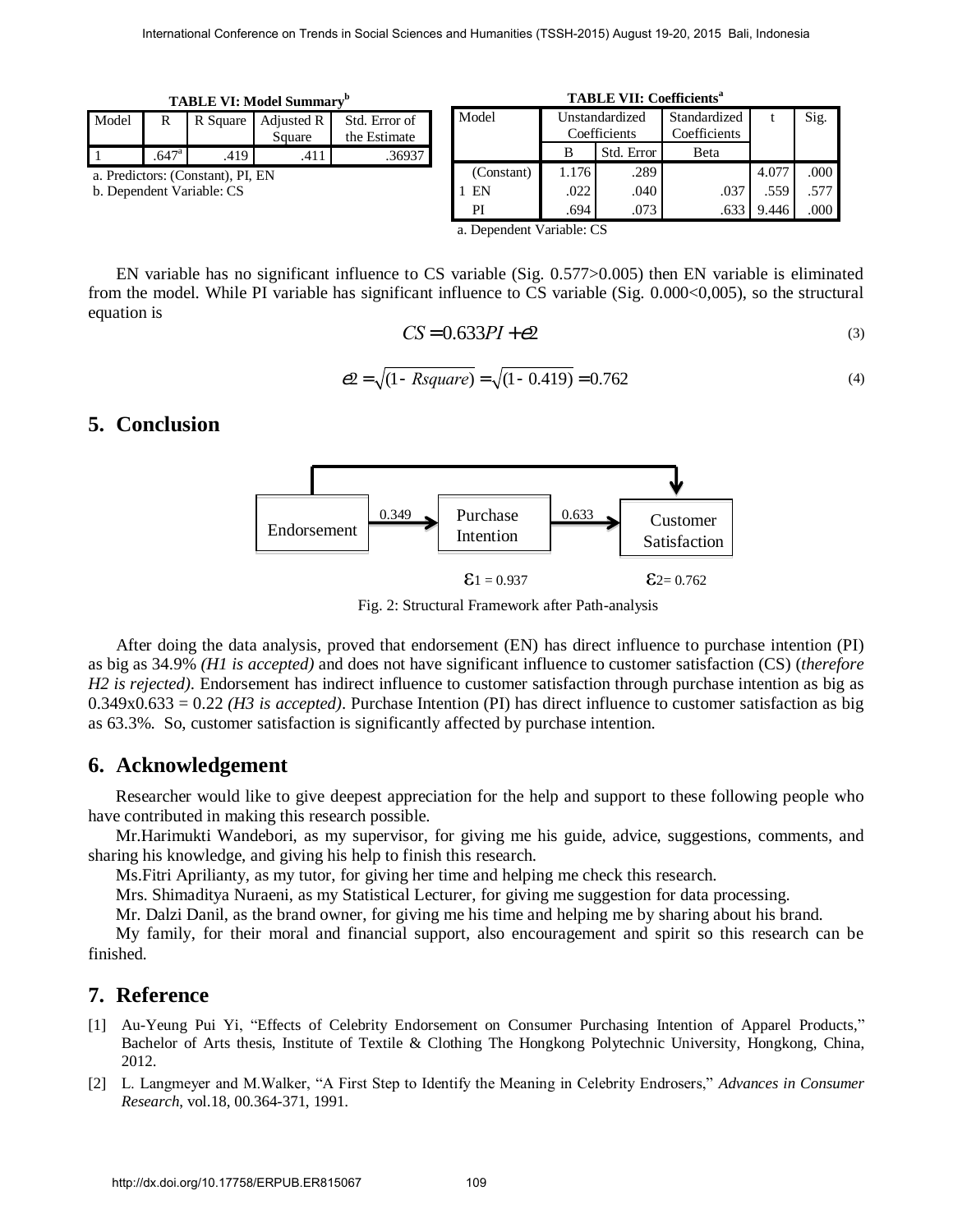**TABLE VI: Model Summary**[b]

| Model | R | R Square | Adjusted R Square | Std. Error of the Estimate |
|---|---|---|---|---|
| 1 | .647[a] | .419 | .411 | .36937 |

a. Predictors: (Constant), PI, EN

b. Dependent Variable: CS

**TABLE VII: Coefficients**[a]

| Model | | Unstandardized Coefficients | | Standardized Coefficients | t | Sig. |
|---|---|---|---|---|---|---|
| | | B | Std. Error | Beta | | |
| 1 | (Constant) | 1.176 | .289 | | 4.077 | .000 |
| | EN | .022 | .040 | .037 | .559 | .577 |
| | PI | .694 | .073 | .633 | 9.446 | .000 |

a. Dependent Variable: CS

EN variable has no significant influence to CS variable (Sig. 0.577>0.005) then EN variable is eliminated from the model. While PI variable has significant influence to CS variable (Sig. 0.000<0,005), so the structural equation is

$$CS = 0.633PI + e2 \tag{3}$$

$$e2 = \sqrt{(1 - Rsquare)} = \sqrt{(1 - 0.419)} = 0.762 \tag{4}$$

## 5. Conclusion

Endorsement → (0.349) → Purchase Intention → (0.633) → Customer Satisfaction; Endorsement → Customer Satisfaction

$\varepsilon 1 = 0.937$ $\varepsilon 2 = 0.762$

Fig. 2: Structural Framework after Path-analysis

After doing the data analysis, proved that endorsement (EN) has direct influence to purchase intention (PI) as big as 34.9% *(H1 is accepted)* and does not have significant influence to customer satisfaction (CS) (*therefore H2 is rejected)*. Endorsement has indirect influence to customer satisfaction through purchase intention as big as 0.349x0.633 = 0.22 *(H3 is accepted)*. Purchase Intention (PI) has direct influence to customer satisfaction as big as 63.3%. So, customer satisfaction is significantly affected by purchase intention.

## 6. Acknowledgement

Researcher would like to give deepest appreciation for the help and support to these following people who have contributed in making this research possible.

Mr.Harimukti Wandebori, as my supervisor, for giving me his guide, advice, suggestions, comments, and sharing his knowledge, and giving his help to finish this research.

Ms.Fitri Aprilianty, as my tutor, for giving her time and helping me check this research.

Mrs. Shimaditya Nuraeni, as my Statistical Lecturer, for giving me suggestion for data processing.

Mr. Dalzi Danil, as the brand owner, for giving me his time and helping me by sharing about his brand.

My family, for their moral and financial support, also encouragement and spirit so this research can be finished.

## 7. Reference

[1] Au-Yeung Pui Yi, "Effects of Celebrity Endorsement on Consumer Purchasing Intention of Apparel Products," Bachelor of Arts thesis, Institute of Textile & Clothing The Hongkong Polytechnic University, Hongkong, China, 2012.

[2] L. Langmeyer and M.Walker, "A First Step to Identify the Meaning in Celebrity Endrosers," *Advances in Consumer Research*, vol.18, 00.364-371, 1991.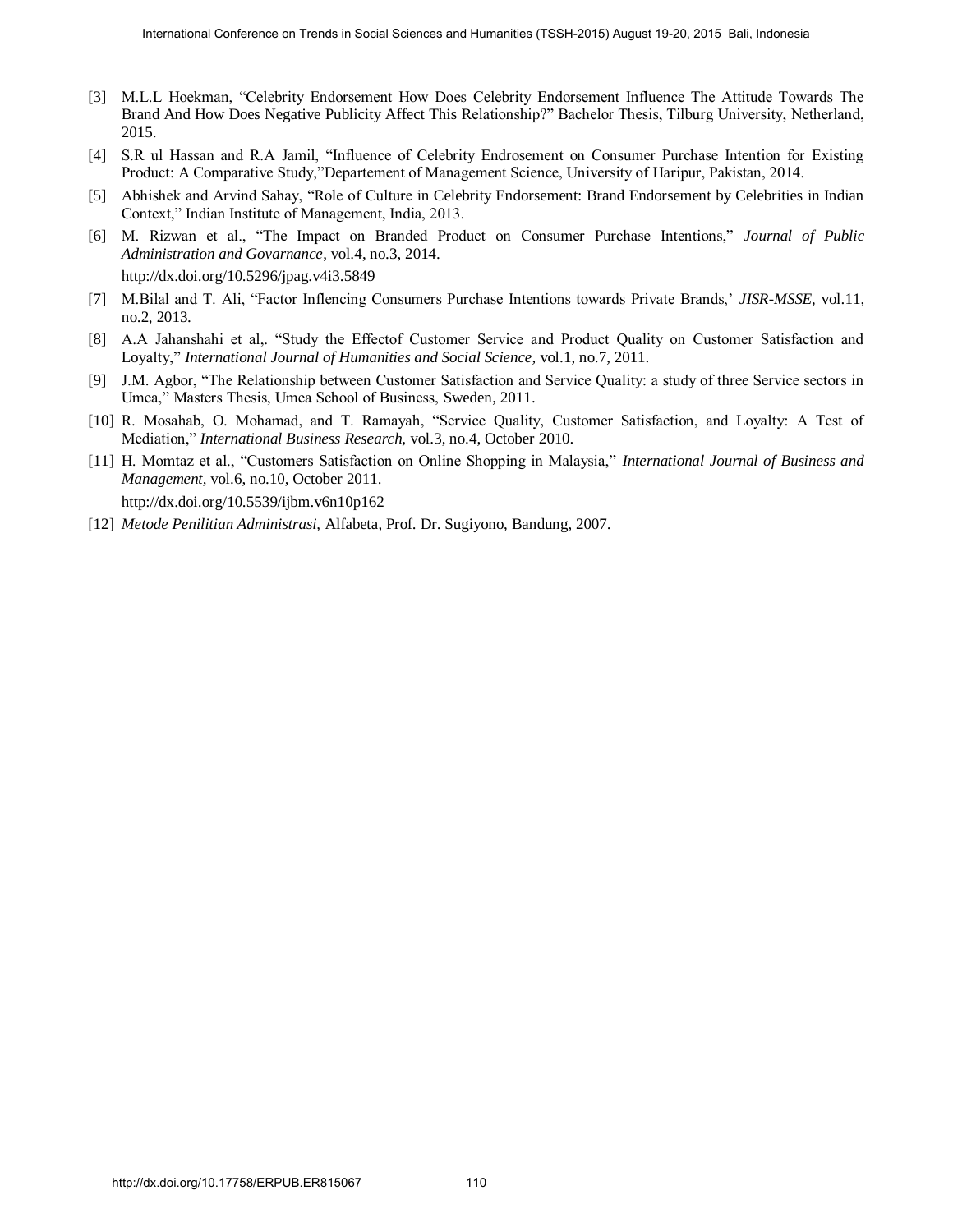[3] M.L.L Hoekman, "Celebrity Endorsement How Does Celebrity Endorsement Influence The Attitude Towards The Brand And How Does Negative Publicity Affect This Relationship?" Bachelor Thesis, Tilburg University, Netherland, 2015.

[4] S.R ul Hassan and R.A Jamil, "Influence of Celebrity Endrosement on Consumer Purchase Intention for Existing Product: A Comparative Study,"Departement of Management Science, University of Haripur, Pakistan, 2014.

[5] Abhishek and Arvind Sahay, "Role of Culture in Celebrity Endorsement: Brand Endorsement by Celebrities in Indian Context," Indian Institute of Management, India, 2013.

[6] M. Rizwan et al., "The Impact on Branded Product on Consumer Purchase Intentions," *Journal of Public Administration and Govarnance*, vol.4, no.3, 2014.
http://dx.doi.org/10.5296/jpag.v4i3.5849

[7] M.Bilal and T. Ali, "Factor Inflencing Consumers Purchase Intentions towards Private Brands,' *JISR-MSSE,* vol.11, no.2, 2013.

[8] A.A Jahanshahi et al,. "Study the Effectof Customer Service and Product Quality on Customer Satisfaction and Loyalty," *International Journal of Humanities and Social Science,* vol.1, no.7, 2011.

[9] J.M. Agbor, "The Relationship between Customer Satisfaction and Service Quality: a study of three Service sectors in Umea," Masters Thesis, Umea School of Business, Sweden, 2011.

[10] R. Mosahab, O. Mohamad, and T. Ramayah, "Service Quality, Customer Satisfaction, and Loyalty: A Test of Mediation," *International Business Research,* vol.3, no.4, October 2010.

[11] H. Momtaz et al., "Customers Satisfaction on Online Shopping in Malaysia," *International Journal of Business and Management*, vol.6, no.10, October 2011.
http://dx.doi.org/10.5539/ijbm.v6n10p162

[12] *Metode Penilitian Administrasi,* Alfabeta, Prof. Dr. Sugiyono, Bandung, 2007.